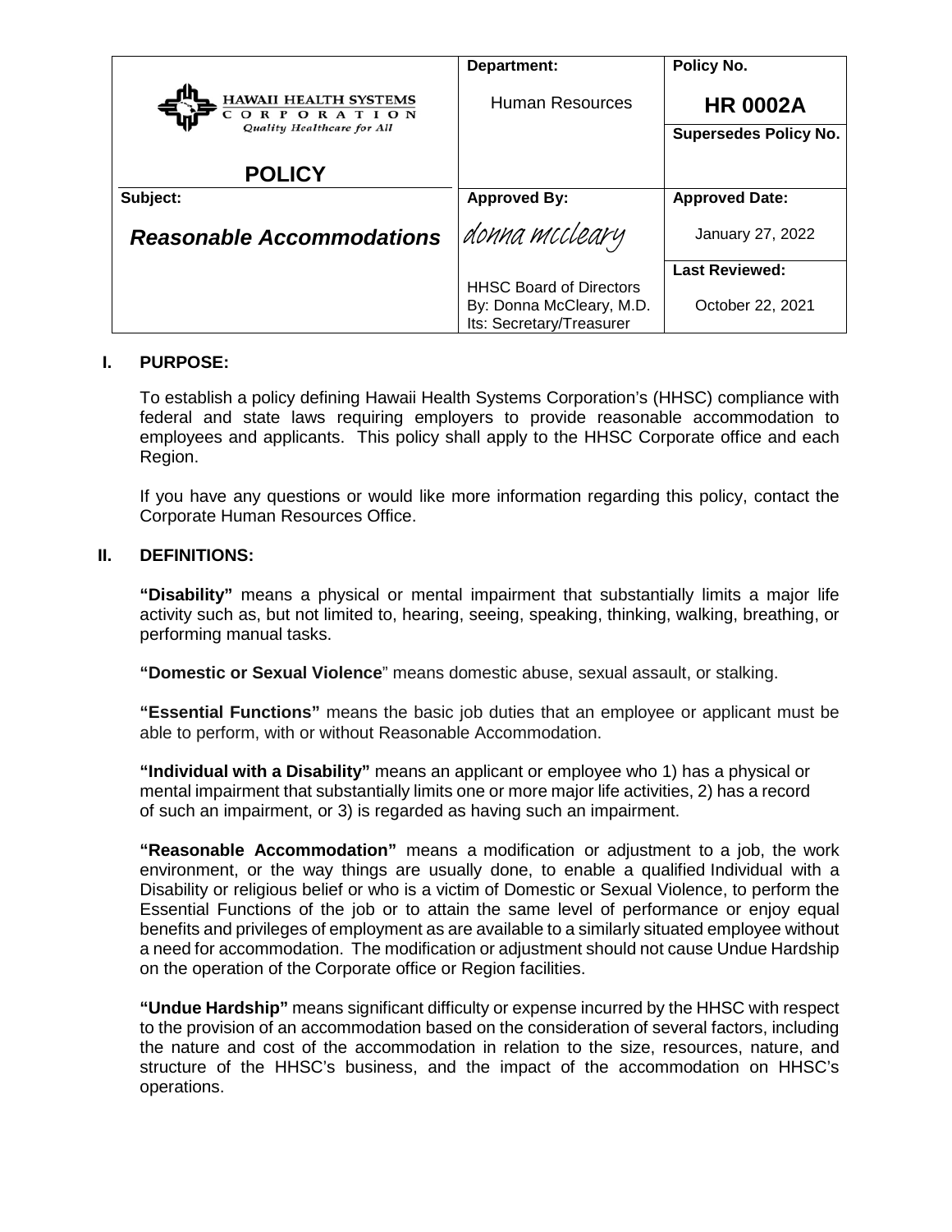| | Department: | Policy No. |
|---|---|---|
| HAWAII HEALTH SYSTEMS CORPORATION *Quality Healthcare for All* | Human Resources | **HR 0002A** |
| | | **Supersedes Policy No.** |
| **POLICY** | | |
| **Subject:** | **Approved By:** | **Approved Date:** |
| ***Reasonable Accommodations*** | *donna mccleary* | January 27, 2022 |
| | | **Last Reviewed:** |
| | HHSC Board of Directors By: Donna McCleary, M.D. Its: Secretary/Treasurer | October 22, 2021 |

## I. PURPOSE:

To establish a policy defining Hawaii Health Systems Corporation's (HHSC) compliance with federal and state laws requiring employers to provide reasonable accommodation to employees and applicants. This policy shall apply to the HHSC Corporate office and each Region.

If you have any questions or would like more information regarding this policy, contact the Corporate Human Resources Office.

## II. DEFINITIONS:

**"Disability"** means a physical or mental impairment that substantially limits a major life activity such as, but not limited to, hearing, seeing, speaking, thinking, walking, breathing, or performing manual tasks.

**"Domestic or Sexual Violence**" means domestic abuse, sexual assault, or stalking.

**"Essential Functions"** means the basic job duties that an employee or applicant must be able to perform, with or without Reasonable Accommodation.

**"Individual with a Disability"** means an applicant or employee who 1) has a physical or mental impairment that substantially limits one or more major life activities, 2) has a record of such an impairment, or 3) is regarded as having such an impairment.

**"Reasonable Accommodation"** means a modification or adjustment to a job, the work environment, or the way things are usually done, to enable a qualified Individual with a Disability or religious belief or who is a victim of Domestic or Sexual Violence, to perform the Essential Functions of the job or to attain the same level of performance or enjoy equal benefits and privileges of employment as are available to a similarly situated employee without a need for accommodation. The modification or adjustment should not cause Undue Hardship on the operation of the Corporate office or Region facilities.

**"Undue Hardship"** means significant difficulty or expense incurred by the HHSC with respect to the provision of an accommodation based on the consideration of several factors, including the nature and cost of the accommodation in relation to the size, resources, nature, and structure of the HHSC's business, and the impact of the accommodation on HHSC's operations.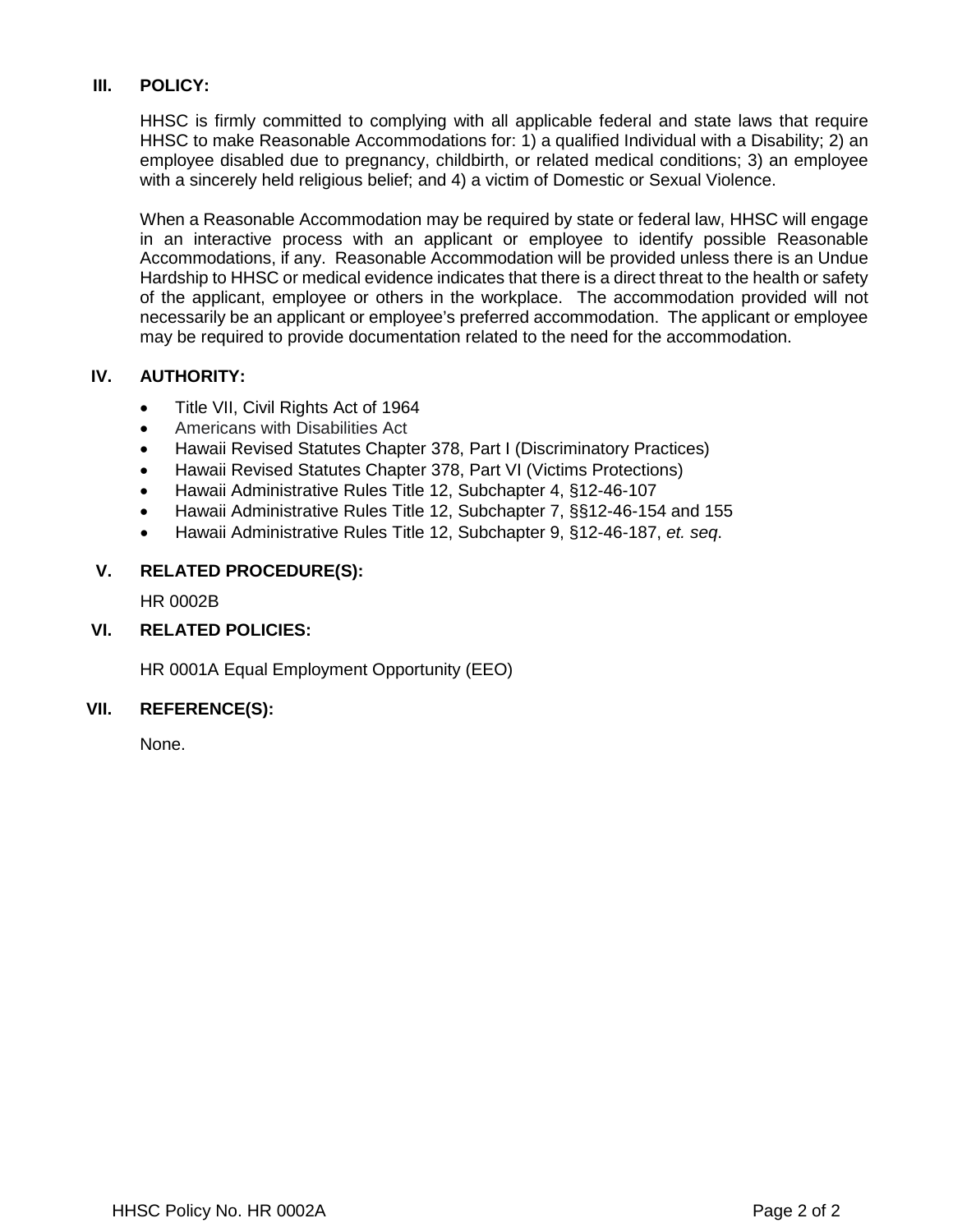## III. POLICY:

HHSC is firmly committed to complying with all applicable federal and state laws that require HHSC to make Reasonable Accommodations for: 1) a qualified Individual with a Disability; 2) an employee disabled due to pregnancy, childbirth, or related medical conditions; 3) an employee with a sincerely held religious belief; and 4) a victim of Domestic or Sexual Violence.

When a Reasonable Accommodation may be required by state or federal law, HHSC will engage in an interactive process with an applicant or employee to identify possible Reasonable Accommodations, if any. Reasonable Accommodation will be provided unless there is an Undue Hardship to HHSC or medical evidence indicates that there is a direct threat to the health or safety of the applicant, employee or others in the workplace. The accommodation provided will not necessarily be an applicant or employee's preferred accommodation. The applicant or employee may be required to provide documentation related to the need for the accommodation.

## IV. AUTHORITY:

- Title VII, Civil Rights Act of 1964
- Americans with Disabilities Act
- Hawaii Revised Statutes Chapter 378, Part I (Discriminatory Practices)
- Hawaii Revised Statutes Chapter 378, Part VI (Victims Protections)
- Hawaii Administrative Rules Title 12, Subchapter 4, §12-46-107
- Hawaii Administrative Rules Title 12, Subchapter 7, §§12-46-154 and 155
- Hawaii Administrative Rules Title 12, Subchapter 9, §12-46-187, *et. seq*.

## V. RELATED PROCEDURE(S):

HR 0002B

## VI. RELATED POLICIES:

HR 0001A Equal Employment Opportunity (EEO)

## VII. REFERENCE(S):

None.